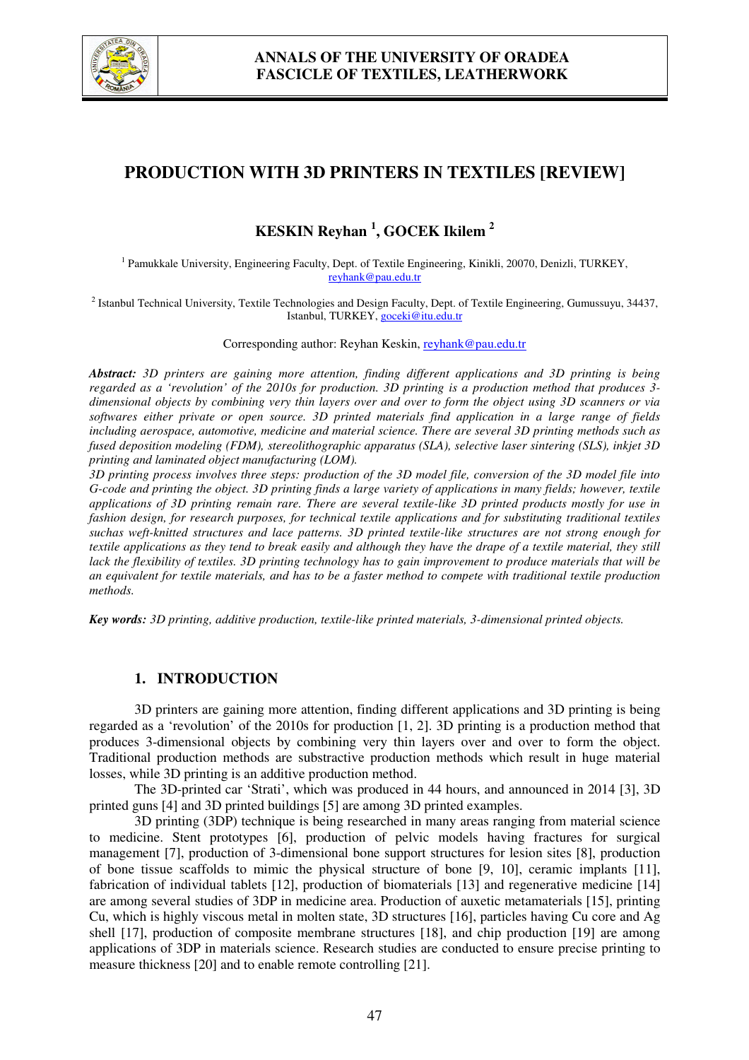# PRODUCTION WITH 3D PRINTERS IN TEXTILES [REVIEW]

**KESKIN Reyhan [1], GOCEK Ikilem [2]**

[1] Pamukkale University, Engineering Faculty, Dept. of Textile Engineering, Kinikli, 20070, Denizli, TURKEY, reyhank@pau.edu.tr

[2] Istanbul Technical University, Textile Technologies and Design Faculty, Dept. of Textile Engineering, Gumussuyu, 34437, Istanbul, TURKEY, goceki@itu.edu.tr

Corresponding author: Reyhan Keskin, reyhank@pau.edu.tr

***Abstract:*** *3D printers are gaining more attention, finding different applications and 3D printing is being regarded as a 'revolution' of the 2010s for production. 3D printing is a production method that produces 3-dimensional objects by combining very thin layers over and over to form the object using 3D scanners or via softwares either private or open source. 3D printed materials find application in a large range of fields including aerospace, automotive, medicine and material science. There are several 3D printing methods such as fused deposition modeling (FDM), stereolithographic apparatus (SLA), selective laser sintering (SLS), inkjet 3D printing and laminated object manufacturing (LOM).*

*3D printing process involves three steps: production of the 3D model file, conversion of the 3D model file into G-code and printing the object. 3D printing finds a large variety of applications in many fields; however, textile applications of 3D printing remain rare. There are several textile-like 3D printed products mostly for use in fashion design, for research purposes, for technical textile applications and for substituting traditional textiles suchas weft-knitted structures and lace patterns. 3D printed textile-like structures are not strong enough for textile applications as they tend to break easily and although they have the drape of a textile material, they still lack the flexibility of textiles. 3D printing technology has to gain improvement to produce materials that will be an equivalent for textile materials, and has to be a faster method to compete with traditional textile production methods.*

***Key words:*** *3D printing, additive production, textile-like printed materials, 3-dimensional printed objects.*

## 1. INTRODUCTION

3D printers are gaining more attention, finding different applications and 3D printing is being regarded as a 'revolution' of the 2010s for production [1, 2]. 3D printing is a production method that produces 3-dimensional objects by combining very thin layers over and over to form the object. Traditional production methods are substractive production methods which result in huge material losses, while 3D printing is an additive production method.

The 3D-printed car 'Strati', which was produced in 44 hours, and announced in 2014 [3], 3D printed guns [4] and 3D printed buildings [5] are among 3D printed examples.

3D printing (3DP) technique is being researched in many areas ranging from material science to medicine. Stent prototypes [6], production of pelvic models having fractures for surgical management [7], production of 3-dimensional bone support structures for lesion sites [8], production of bone tissue scaffolds to mimic the physical structure of bone [9, 10], ceramic implants [11], fabrication of individual tablets [12], production of biomaterials [13] and regenerative medicine [14] are among several studies of 3DP in medicine area. Production of auxetic metamaterials [15], printing Cu, which is highly viscous metal in molten state, 3D structures [16], particles having Cu core and Ag shell [17], production of composite membrane structures [18], and chip production [19] are among applications of 3DP in materials science. Research studies are conducted to ensure precise printing to measure thickness [20] and to enable remote controlling [21].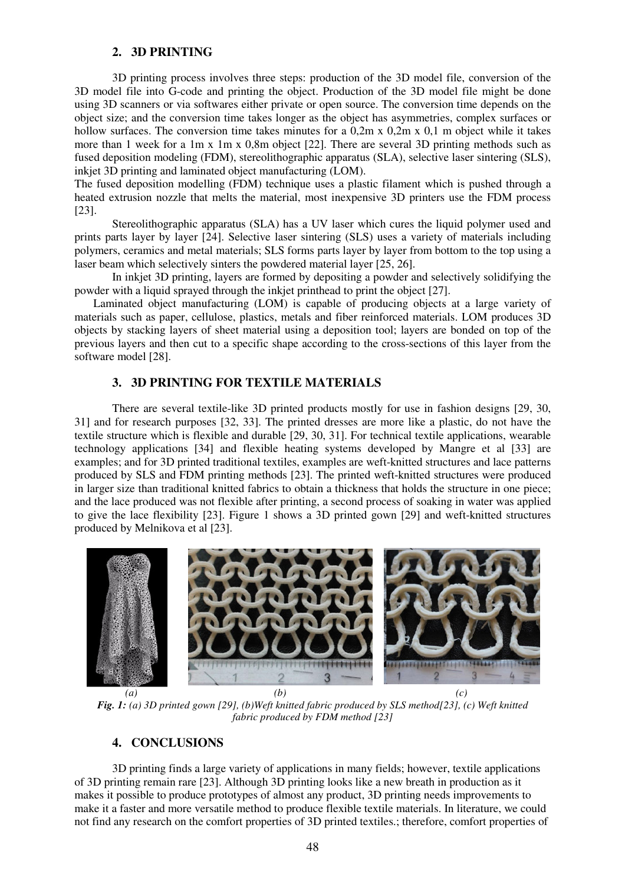## 2. 3D PRINTING

3D printing process involves three steps: production of the 3D model file, conversion of the 3D model file into G-code and printing the object. Production of the 3D model file might be done using 3D scanners or via softwares either private or open source. The conversion time depends on the object size; and the conversion time takes longer as the object has asymmetries, complex surfaces or hollow surfaces. The conversion time takes minutes for a 0,2m x 0,2m x 0,1 m object while it takes more than 1 week for a 1m x 1m x 0,8m object [22]. There are several 3D printing methods such as fused deposition modeling (FDM), stereolithographic apparatus (SLA), selective laser sintering (SLS), inkjet 3D printing and laminated object manufacturing (LOM).

The fused deposition modelling (FDM) technique uses a plastic filament which is pushed through a heated extrusion nozzle that melts the material, most inexpensive 3D printers use the FDM process [23].

Stereolithographic apparatus (SLA) has a UV laser which cures the liquid polymer used and prints parts layer by layer [24]. Selective laser sintering (SLS) uses a variety of materials including polymers, ceramics and metal materials; SLS forms parts layer by layer from bottom to the top using a laser beam which selectively sinters the powdered material layer [25, 26].

In inkjet 3D printing, layers are formed by depositing a powder and selectively solidifying the powder with a liquid sprayed through the inkjet printhead to print the object [27].

Laminated object manufacturing (LOM) is capable of producing objects at a large variety of materials such as paper, cellulose, plastics, metals and fiber reinforced materials. LOM produces 3D objects by stacking layers of sheet material using a deposition tool; layers are bonded on top of the previous layers and then cut to a specific shape according to the cross-sections of this layer from the software model [28].

## 3. 3D PRINTING FOR TEXTILE MATERIALS

There are several textile-like 3D printed products mostly for use in fashion designs [29, 30, 31] and for research purposes [32, 33]. The printed dresses are more like a plastic, do not have the textile structure which is flexible and durable [29, 30, 31]. For technical textile applications, wearable technology applications [34] and flexible heating systems developed by Mangre et al [33] are examples; and for 3D printed traditional textiles, examples are weft-knitted structures and lace patterns produced by SLS and FDM printing methods [23]. The printed weft-knitted structures were produced in larger size than traditional knitted fabrics to obtain a thickness that holds the structure in one piece; and the lace produced was not flexible after printing, a second process of soaking in water was applied to give the lace flexibility [23]. Figure 1 shows a 3D printed gown [29] and weft-knitted structures produced by Melnikova et al [23].

*(a)* *(b)* *(c)*

***Fig. 1:*** *(a) 3D printed gown [29], (b)Weft knitted fabric produced by SLS method[23], (c) Weft knitted fabric produced by FDM method [23]*

## 4. CONCLUSIONS

3D printing finds a large variety of applications in many fields; however, textile applications of 3D printing remain rare [23]. Although 3D printing looks like a new breath in production as it makes it possible to produce prototypes of almost any product, 3D printing needs improvements to make it a faster and more versatile method to produce flexible textile materials. In literature, we could not find any research on the comfort properties of 3D printed textiles.; therefore, comfort properties of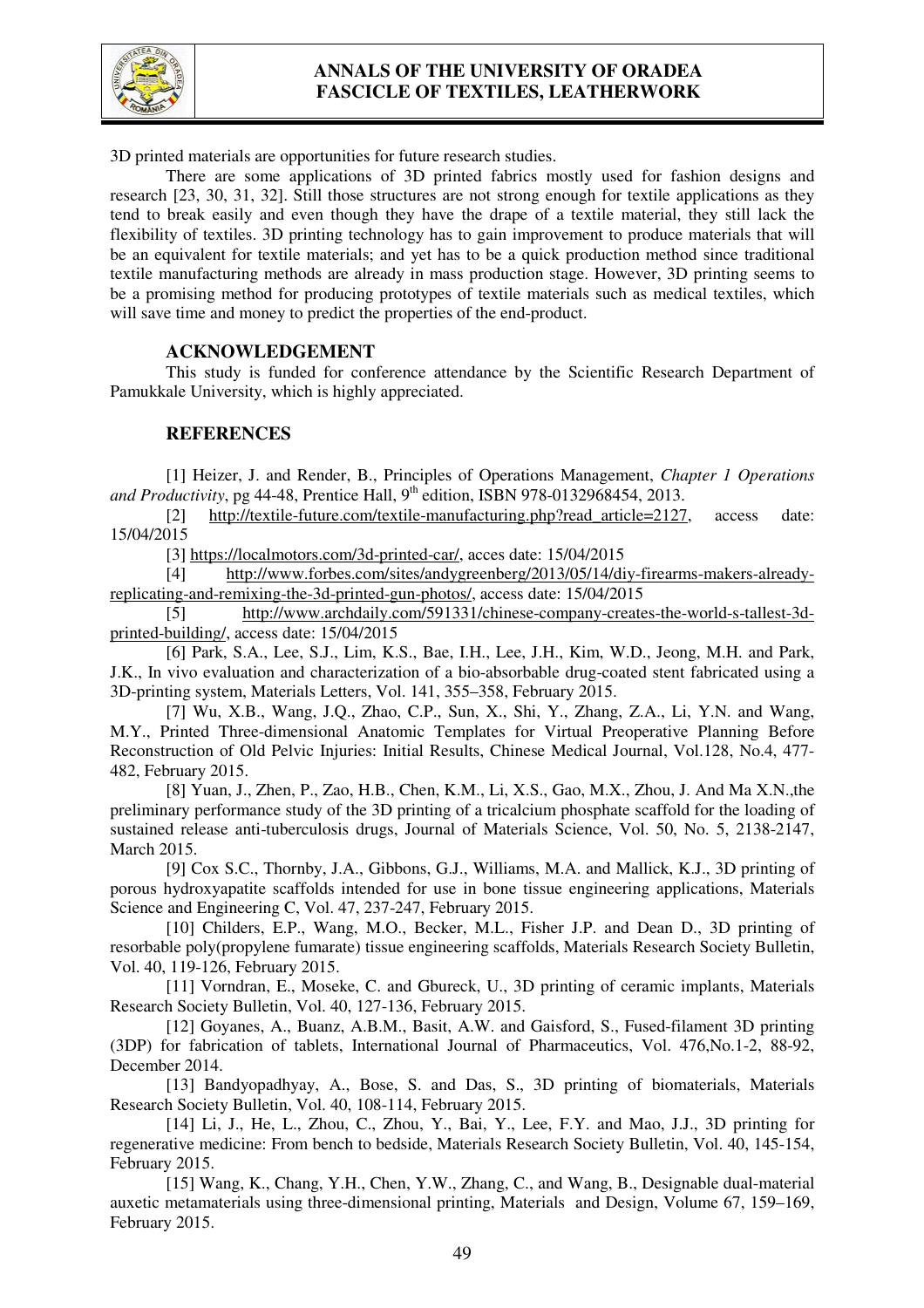3D printed materials are opportunities for future research studies.

There are some applications of 3D printed fabrics mostly used for fashion designs and research [23, 30, 31, 32]. Still those structures are not strong enough for textile applications as they tend to break easily and even though they have the drape of a textile material, they still lack the flexibility of textiles. 3D printing technology has to gain improvement to produce materials that will be an equivalent for textile materials; and yet has to be a quick production method since traditional textile manufacturing methods are already in mass production stage. However, 3D printing seems to be a promising method for producing prototypes of textile materials such as medical textiles, which will save time and money to predict the properties of the end-product.

## ACKNOWLEDGEMENT

This study is funded for conference attendance by the Scientific Research Department of Pamukkale University, which is highly appreciated.

## REFERENCES

[1] Heizer, J. and Render, B., Principles of Operations Management, *Chapter 1 Operations and Productivity*, pg 44-48, Prentice Hall, 9th edition, ISBN 978-0132968454, 2013.

[2] http://textile-future.com/textile-manufacturing.php?read_article=2127, access date: 15/04/2015

[3] https://localmotors.com/3d-printed-car/, acces date: 15/04/2015

[4] http://www.forbes.com/sites/andygreenberg/2013/05/14/diy-firearms-makers-already-replicating-and-remixing-the-3d-printed-gun-photos/, access date: 15/04/2015

[5] http://www.archdaily.com/591331/chinese-company-creates-the-world-s-tallest-3d-printed-building/, access date: 15/04/2015

[6] Park, S.A., Lee, S.J., Lim, K.S., Bae, I.H., Lee, J.H., Kim, W.D., Jeong, M.H. and Park, J.K., In vivo evaluation and characterization of a bio-absorbable drug-coated stent fabricated using a 3D-printing system, Materials Letters, Vol. 141, 355–358, February 2015.

[7] Wu, X.B., Wang, J.Q., Zhao, C.P., Sun, X., Shi, Y., Zhang, Z.A., Li, Y.N. and Wang, M.Y., Printed Three-dimensional Anatomic Templates for Virtual Preoperative Planning Before Reconstruction of Old Pelvic Injuries: Initial Results, Chinese Medical Journal, Vol.128, No.4, 477-482, February 2015.

[8] Yuan, J., Zhen, P., Zao, H.B., Chen, K.M., Li, X.S., Gao, M.X., Zhou, J. And Ma X.N.,the preliminary performance study of the 3D printing of a tricalcium phosphate scaffold for the loading of sustained release anti-tuberculosis drugs, Journal of Materials Science, Vol. 50, No. 5, 2138-2147, March 2015.

[9] Cox S.C., Thornby, J.A., Gibbons, G.J., Williams, M.A. and Mallick, K.J., 3D printing of porous hydroxyapatite scaffolds intended for use in bone tissue engineering applications, Materials Science and Engineering C, Vol. 47, 237-247, February 2015.

[10] Childers, E.P., Wang, M.O., Becker, M.L., Fisher J.P. and Dean D., 3D printing of resorbable poly(propylene fumarate) tissue engineering scaffolds, Materials Research Society Bulletin, Vol. 40, 119-126, February 2015.

[11] Vorndran, E., Moseke, C. and Gbureck, U., 3D printing of ceramic implants, Materials Research Society Bulletin, Vol. 40, 127-136, February 2015.

[12] Goyanes, A., Buanz, A.B.M., Basit, A.W. and Gaisford, S., Fused-filament 3D printing (3DP) for fabrication of tablets, International Journal of Pharmaceutics, Vol. 476,No.1-2, 88-92, December 2014.

[13] Bandyopadhyay, A., Bose, S. and Das, S., 3D printing of biomaterials, Materials Research Society Bulletin, Vol. 40, 108-114, February 2015.

[14] Li, J., He, L., Zhou, C., Zhou, Y., Bai, Y., Lee, F.Y. and Mao, J.J., 3D printing for regenerative medicine: From bench to bedside, Materials Research Society Bulletin, Vol. 40, 145-154, February 2015.

[15] Wang, K., Chang, Y.H., Chen, Y.W., Zhang, C., and Wang, B., Designable dual-material auxetic metamaterials using three-dimensional printing, Materials and Design, Volume 67, 159–169, February 2015.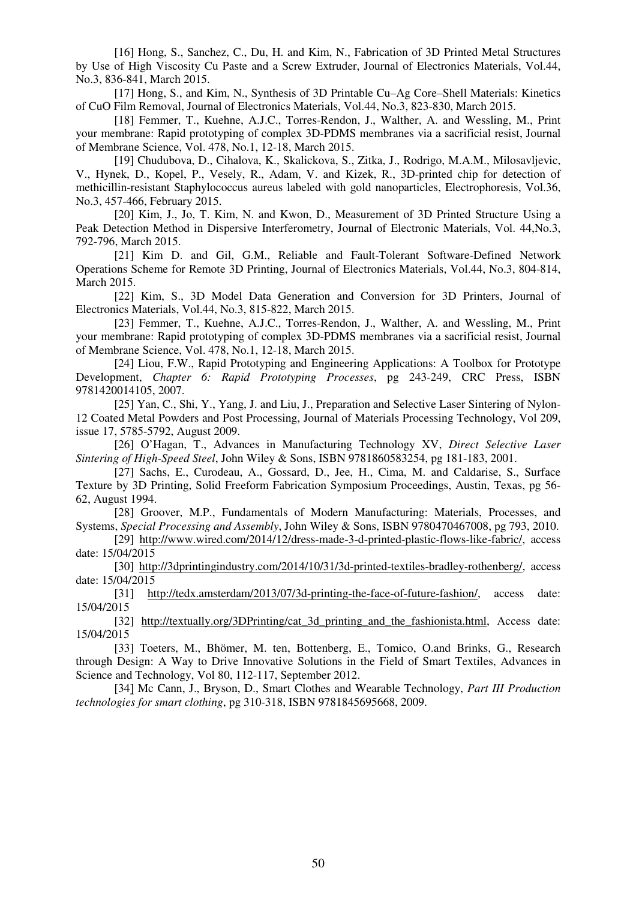[16] Hong, S., Sanchez, C., Du, H. and Kim, N., Fabrication of 3D Printed Metal Structures by Use of High Viscosity Cu Paste and a Screw Extruder, Journal of Electronics Materials, Vol.44, No.3, 836-841, March 2015.

[17] Hong, S., and Kim, N., Synthesis of 3D Printable Cu–Ag Core–Shell Materials: Kinetics of CuO Film Removal, Journal of Electronics Materials, Vol.44, No.3, 823-830, March 2015.

[18] Femmer, T., Kuehne, A.J.C., Torres-Rendon, J., Walther, A. and Wessling, M., Print your membrane: Rapid prototyping of complex 3D-PDMS membranes via a sacrificial resist, Journal of Membrane Science, Vol. 478, No.1, 12-18, March 2015.

[19] Chudubova, D., Cihalova, K., Skalickova, S., Zitka, J., Rodrigo, M.A.M., Milosavljevic, V., Hynek, D., Kopel, P., Vesely, R., Adam, V. and Kizek, R., 3D-printed chip for detection of methicillin-resistant Staphylococcus aureus labeled with gold nanoparticles, Electrophoresis, Vol.36, No.3, 457-466, February 2015.

[20] Kim, J., Jo, T. Kim, N. and Kwon, D., Measurement of 3D Printed Structure Using a Peak Detection Method in Dispersive Interferometry, Journal of Electronic Materials, Vol. 44,No.3, 792-796, March 2015.

[21] Kim D. and Gil, G.M., Reliable and Fault-Tolerant Software-Defined Network Operations Scheme for Remote 3D Printing, Journal of Electronics Materials, Vol.44, No.3, 804-814, March 2015.

[22] Kim, S., 3D Model Data Generation and Conversion for 3D Printers, Journal of Electronics Materials, Vol.44, No.3, 815-822, March 2015.

[23] Femmer, T., Kuehne, A.J.C., Torres-Rendon, J., Walther, A. and Wessling, M., Print your membrane: Rapid prototyping of complex 3D-PDMS membranes via a sacrificial resist, Journal of Membrane Science, Vol. 478, No.1, 12-18, March 2015.

[24] Liou, F.W., Rapid Prototyping and Engineering Applications: A Toolbox for Prototype Development, *Chapter 6: Rapid Prototyping Processes*, pg 243-249, CRC Press, ISBN 9781420014105, 2007.

[25] Yan, C., Shi, Y., Yang, J. and Liu, J., Preparation and Selective Laser Sintering of Nylon-12 Coated Metal Powders and Post Processing, Journal of Materials Processing Technology, Vol 209, issue 17, 5785-5792, August 2009.

[26] O'Hagan, T., Advances in Manufacturing Technology XV, *Direct Selective Laser Sintering of High-Speed Steel*, John Wiley & Sons, ISBN 9781860583254, pg 181-183, 2001.

[27] Sachs, E., Curodeau, A., Gossard, D., Jee, H., Cima, M. and Caldarise, S., Surface Texture by 3D Printing, Solid Freeform Fabrication Symposium Proceedings, Austin, Texas, pg 56-62, August 1994.

[28] Groover, M.P., Fundamentals of Modern Manufacturing: Materials, Processes, and Systems, *Special Processing and Assembly*, John Wiley & Sons, ISBN 9780470467008, pg 793, 2010.

[29] http://www.wired.com/2014/12/dress-made-3-d-printed-plastic-flows-like-fabric/, access date: 15/04/2015

[30] http://3dprintingindustry.com/2014/10/31/3d-printed-textiles-bradley-rothenberg/, access date: 15/04/2015

[31] http://tedx.amsterdam/2013/07/3d-printing-the-face-of-future-fashion/, access date: 15/04/2015

[32] http://textually.org/3DPrinting/cat_3d_printing_and_the_fashionista.html, Access date: 15/04/2015

[33] Toeters, M., Bhömer, M. ten, Bottenberg, E., Tomico, O.and Brinks, G., Research through Design: A Way to Drive Innovative Solutions in the Field of Smart Textiles, Advances in Science and Technology, Vol 80, 112-117, September 2012.

[34] Mc Cann, J., Bryson, D., Smart Clothes and Wearable Technology, *Part III Production technologies for smart clothing*, pg 310-318, ISBN 9781845695668, 2009.